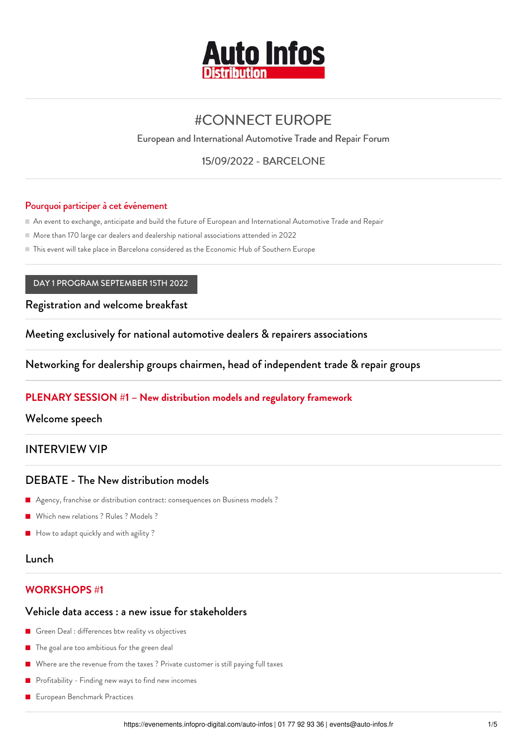# Auto Infos Distribution

## #CONNECT EUROPE

European and International Automotive Trade and Repair Forum

15/09/2022 - BARCELONE

### Pourquoi participer à cet événement

- An event to exchange, anticipate and build the future of European and International Automotive Trade and Repair
- More than 170 large car dealers and dealership national associations attended in 2022
- This event will take place in Barcelona considered as the Economic Hub of Southern Europe

DAY 1 PROGRAM SEPTEMBER 15TH 2022

### Registration and welcome breakfast

### Meeting exclusively for national automotive dealers & repairers associations

### Networking for dealership groups chairmen, head of independent trade & repair groups

## PLENARY SESSION #1 – New distribution models and regulatory framework

### Welcome speech

### INTERVIEW VIP

### DEBATE - The New distribution models

- Agency, franchise or distribution contract: consequences on Business models ?
- Which new relations ? Rules ? Models ?
- How to adapt quickly and with agility ?

### Lunch

## WORKSHOPS #1

### Vehicle data access : a new issue for stakeholders

- Green Deal : differences btw reality vs objectives
- The goal are too ambitious for the green deal
- Where are the revenue from the taxes ? Private customer is still paying full taxes
- Profitability - Finding new ways to find new incomes
- European Benchmark Practices

https://evenements.infopro-digital.com/auto-infos | 01 77 92 93 36 | events@auto-infos.fr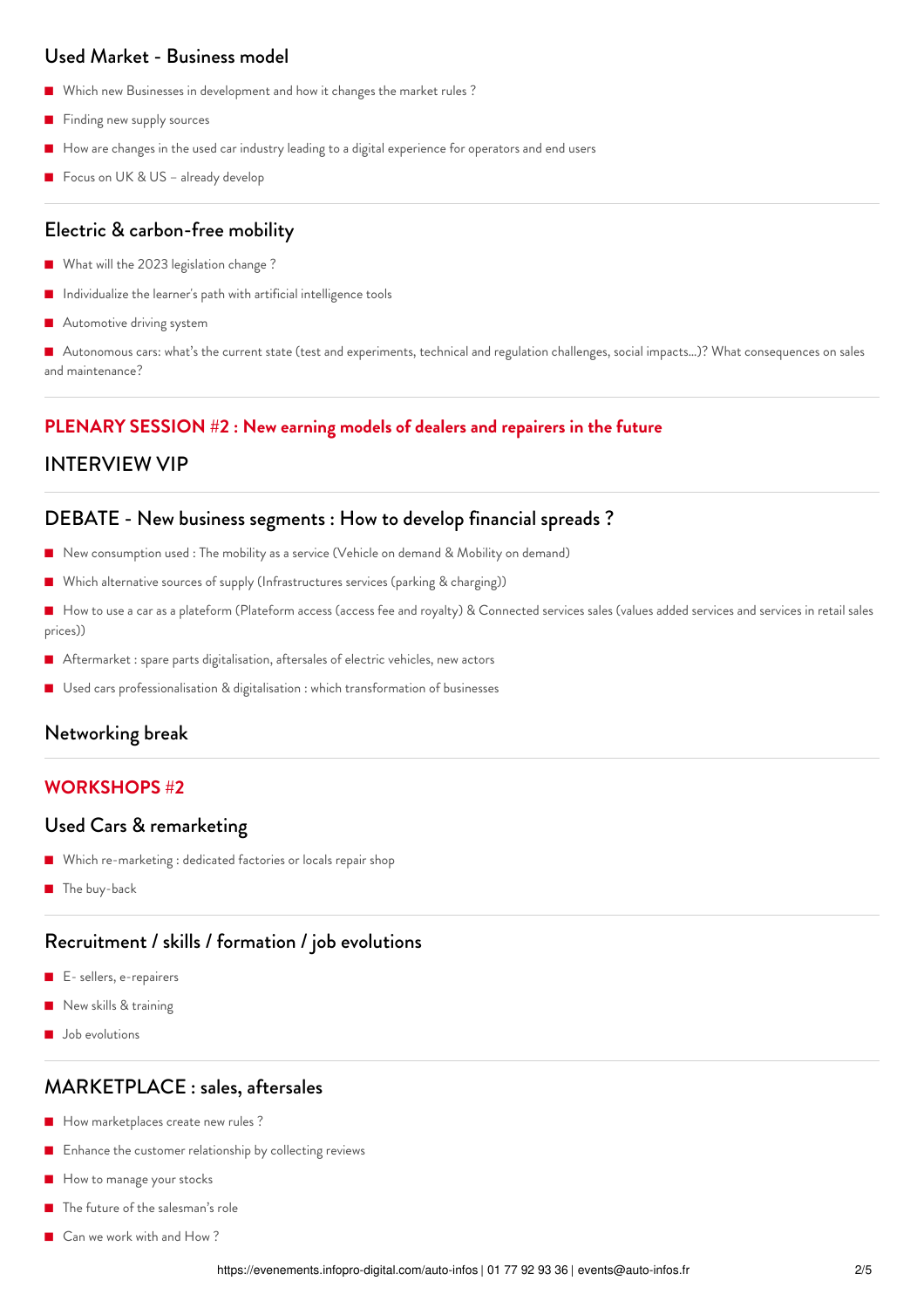## Used Market - Business model

- Which new Businesses in development and how it changes the market rules ?
- Finding new supply sources
- How are changes in the used car industry leading to a digital experience for operators and end users
- Focus on UK & US – already develop

## Electric & carbon-free mobility

- What will the 2023 legislation change ?
- Individualize the learner's path with artificial intelligence tools
- Automotive driving system
- Autonomous cars: what's the current state (test and experiments, technical and regulation challenges, social impacts...)? What consequences on sales and maintenance?

### **PLENARY SESSION #2 : New earning models of dealers and repairers in the future**

## INTERVIEW VIP

## DEBATE - New business segments : How to develop financial spreads ?

- New consumption used : The mobility as a service (Vehicle on demand & Mobility on demand)
- Which alternative sources of supply (Infrastructures services (parking & charging))
- How to use a car as a plateform (Plateform access (access fee and royalty) & Connected services sales (values added services and services in retail sales prices))
- Aftermarket : spare parts digitalisation, aftersales of electric vehicles, new actors
- Used cars professionalisation & digitalisation : which transformation of businesses

## Networking break

### **WORKSHOPS #2**

## Used Cars & remarketing

- Which re-marketing : dedicated factories or locals repair shop
- The buy-back

## Recruitment / skills / formation / job evolutions

- E- sellers, e-repairers
- New skills & training
- Job evolutions

## MARKETPLACE : sales, aftersales

- How marketplaces create new rules ?
- Enhance the customer relationship by collecting reviews
- How to manage your stocks
- The future of the salesman's role
- Can we work with and How ?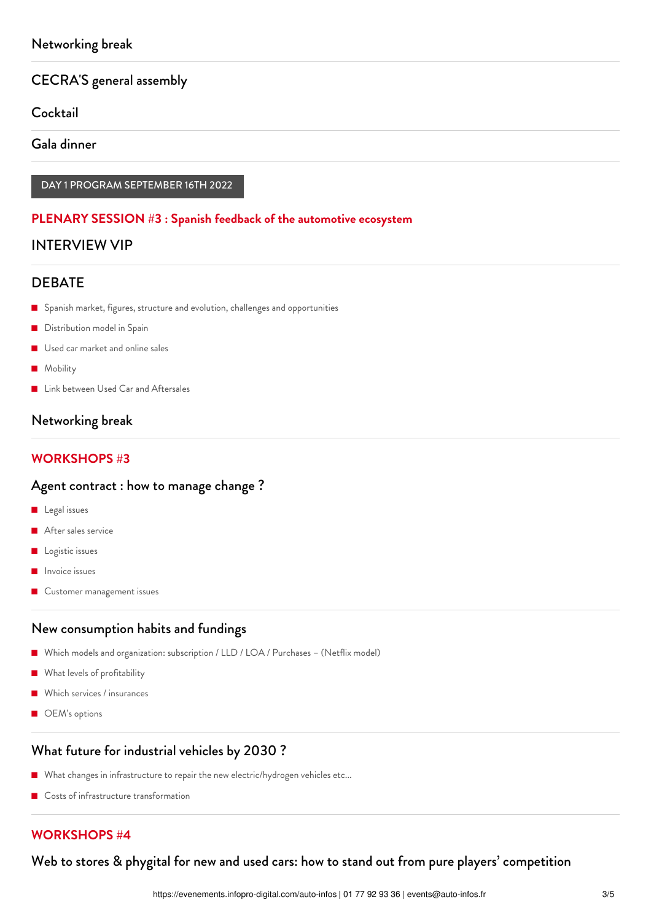### Networking break

### CECRA'S general assembly

### Cocktail

### Gala dinner

DAY 1 PROGRAM SEPTEMBER 16TH 2022

## PLENARY SESSION #3 : Spanish feedback of the automotive ecosystem

### INTERVIEW VIP

### DEBATE

- Spanish market, figures, structure and evolution, challenges and opportunities
- Distribution model in Spain
- Used car market and online sales
- Mobility
- Link between Used Car and Aftersales

### Networking break

## WORKSHOPS #3

### Agent contract : how to manage change ?

- Legal issues
- After sales service
- Logistic issues
- Invoice issues
- Customer management issues

### New consumption habits and fundings

- Which models and organization: subscription / LLD / LOA / Purchases – (Netflix model)
- What levels of profitability
- Which services / insurances
- OEM's options

### What future for industrial vehicles by 2030 ?

- What changes in infrastructure to repair the new electric/hydrogen vehicles etc…
- Costs of infrastructure transformation

## WORKSHOPS #4

### Web to stores & phygital for new and used cars: how to stand out from pure players' competition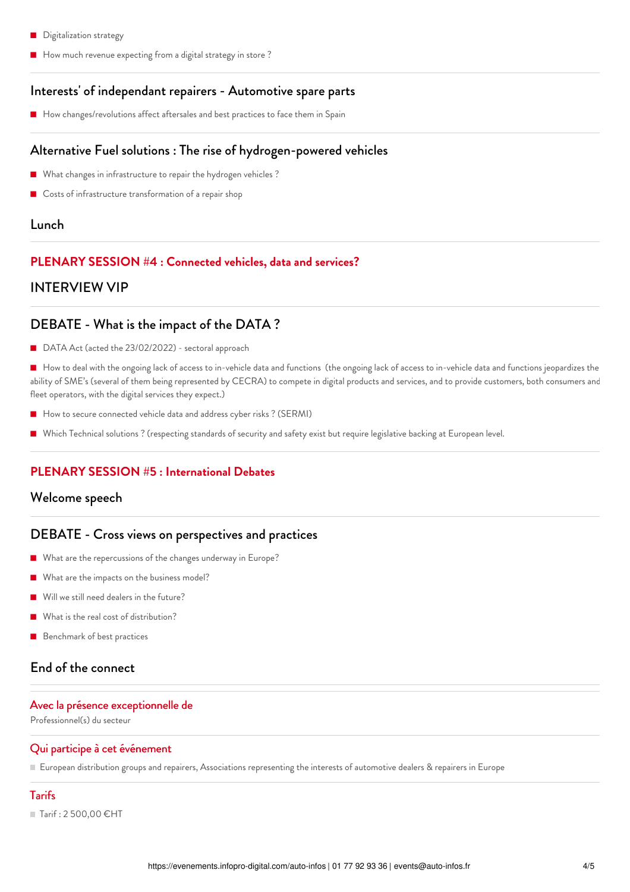- Digitalization strategy
- How much revenue expecting from a digital strategy in store ?

## Interests' of independant repairers - Automotive spare parts

- How changes/revolutions affect aftersales and best practices to face them in Spain

## Alternative Fuel solutions : The rise of hydrogen-powered vehicles

- What changes in infrastructure to repair the hydrogen vehicles ?
- Costs of infrastructure transformation of a repair shop

## Lunch

### PLENARY SESSION #4 : Connected vehicles, data and services?

## INTERVIEW VIP

## DEBATE - What is the impact of the DATA ?

- DATA Act (acted the 23/02/2022) - sectoral approach
- How to deal with the ongoing lack of access to in-vehicle data and functions (the ongoing lack of access to in-vehicle data and functions jeopardizes the ability of SME's (several of them being represented by CECRA) to compete in digital products and services, and to provide customers, both consumers and fleet operators, with the digital services they expect.)
- How to secure connected vehicle data and address cyber risks ? (SERMI)
- Which Technical solutions ? (respecting standards of security and safety exist but require legislative backing at European level.

### PLENARY SESSION #5 : International Debates

## Welcome speech

## DEBATE - Cross views on perspectives and practices

- What are the repercussions of the changes underway in Europe?
- What are the impacts on the business model?
- Will we still need dealers in the future?
- What is the real cost of distribution?
- Benchmark of best practices

## End of the connect

### Avec la présence exceptionnelle de

Professionnel(s) du secteur

### Qui participe à cet événement

- European distribution groups and repairers, Associations representing the interests of automotive dealers & repairers in Europe

### Tarifs

- Tarif : 2 500,00 €HT

https://evenements.infopro-digital.com/auto-infos | 01 77 92 93 36 | events@auto-infos.fr